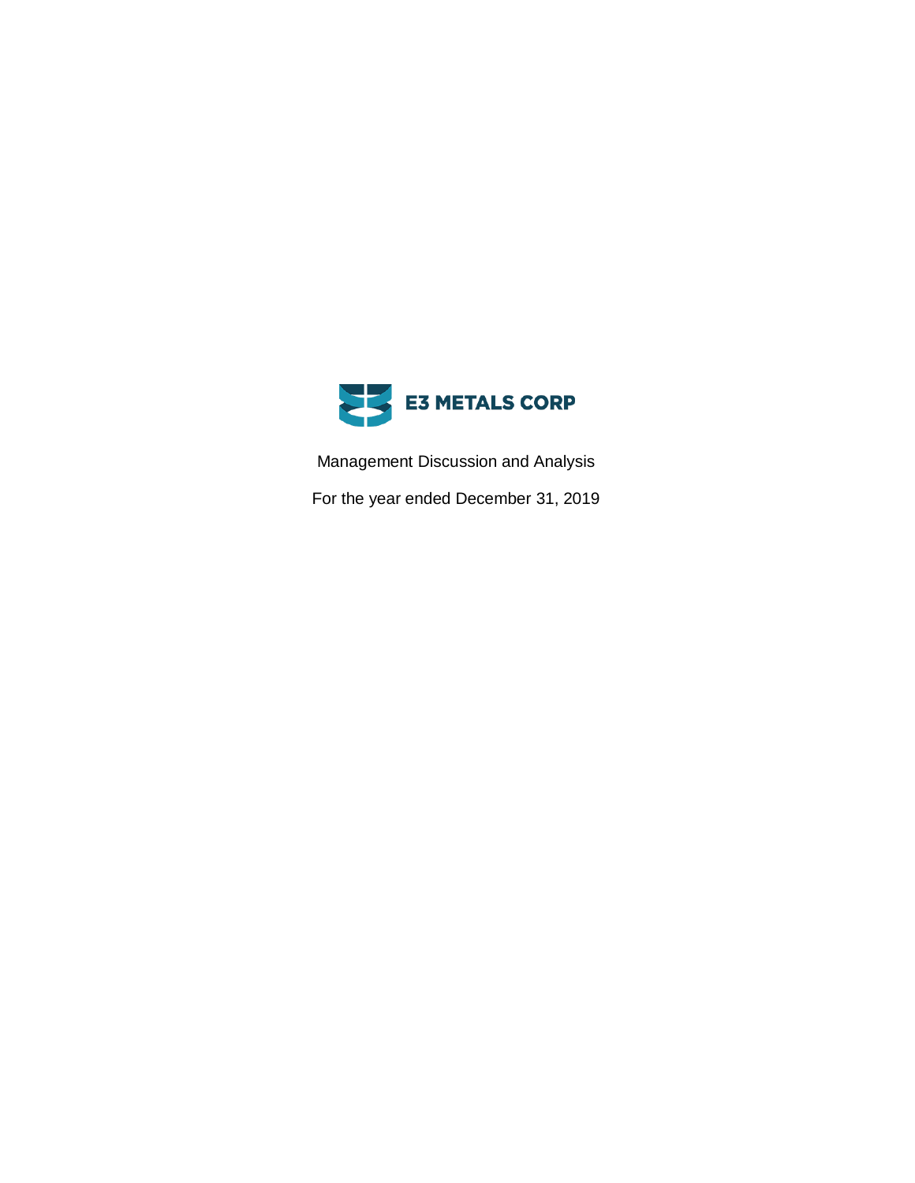# E3 METALS CORP

Management Discussion and Analysis

For the year ended December 31, 2019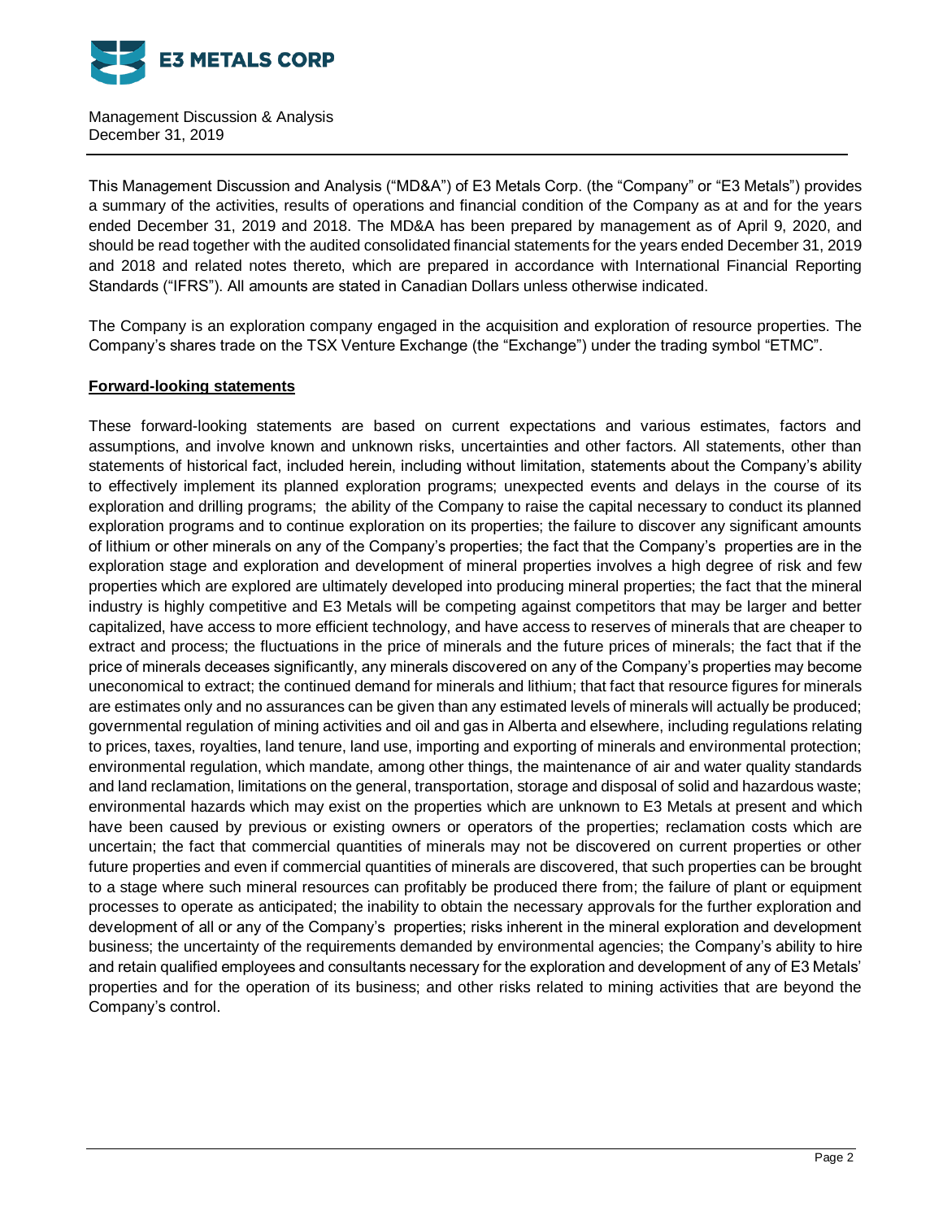Management Discussion & Analysis
December 31, 2019

This Management Discussion and Analysis ("MD&A") of E3 Metals Corp. (the "Company" or "E3 Metals") provides a summary of the activities, results of operations and financial condition of the Company as at and for the years ended December 31, 2019 and 2018. The MD&A has been prepared by management as of April 9, 2020, and should be read together with the audited consolidated financial statements for the years ended December 31, 2019 and 2018 and related notes thereto, which are prepared in accordance with International Financial Reporting Standards ("IFRS"). All amounts are stated in Canadian Dollars unless otherwise indicated.

The Company is an exploration company engaged in the acquisition and exploration of resource properties. The Company's shares trade on the TSX Venture Exchange (the "Exchange") under the trading symbol "ETMC".

## Forward-looking statements

These forward-looking statements are based on current expectations and various estimates, factors and assumptions, and involve known and unknown risks, uncertainties and other factors. All statements, other than statements of historical fact, included herein, including without limitation, statements about the Company's ability to effectively implement its planned exploration programs; unexpected events and delays in the course of its exploration and drilling programs; the ability of the Company to raise the capital necessary to conduct its planned exploration programs and to continue exploration on its properties; the failure to discover any significant amounts of lithium or other minerals on any of the Company's properties; the fact that the Company's properties are in the exploration stage and exploration and development of mineral properties involves a high degree of risk and few properties which are explored are ultimately developed into producing mineral properties; the fact that the mineral industry is highly competitive and E3 Metals will be competing against competitors that may be larger and better capitalized, have access to more efficient technology, and have access to reserves of minerals that are cheaper to extract and process; the fluctuations in the price of minerals and the future prices of minerals; the fact that if the price of minerals deceases significantly, any minerals discovered on any of the Company's properties may become uneconomical to extract; the continued demand for minerals and lithium; that fact that resource figures for minerals are estimates only and no assurances can be given than any estimated levels of minerals will actually be produced; governmental regulation of mining activities and oil and gas in Alberta and elsewhere, including regulations relating to prices, taxes, royalties, land tenure, land use, importing and exporting of minerals and environmental protection; environmental regulation, which mandate, among other things, the maintenance of air and water quality standards and land reclamation, limitations on the general, transportation, storage and disposal of solid and hazardous waste; environmental hazards which may exist on the properties which are unknown to E3 Metals at present and which have been caused by previous or existing owners or operators of the properties; reclamation costs which are uncertain; the fact that commercial quantities of minerals may not be discovered on current properties or other future properties and even if commercial quantities of minerals are discovered, that such properties can be brought to a stage where such mineral resources can profitably be produced there from; the failure of plant or equipment processes to operate as anticipated; the inability to obtain the necessary approvals for the further exploration and development of all or any of the Company's properties; risks inherent in the mineral exploration and development business; the uncertainty of the requirements demanded by environmental agencies; the Company's ability to hire and retain qualified employees and consultants necessary for the exploration and development of any of E3 Metals' properties and for the operation of its business; and other risks related to mining activities that are beyond the Company's control.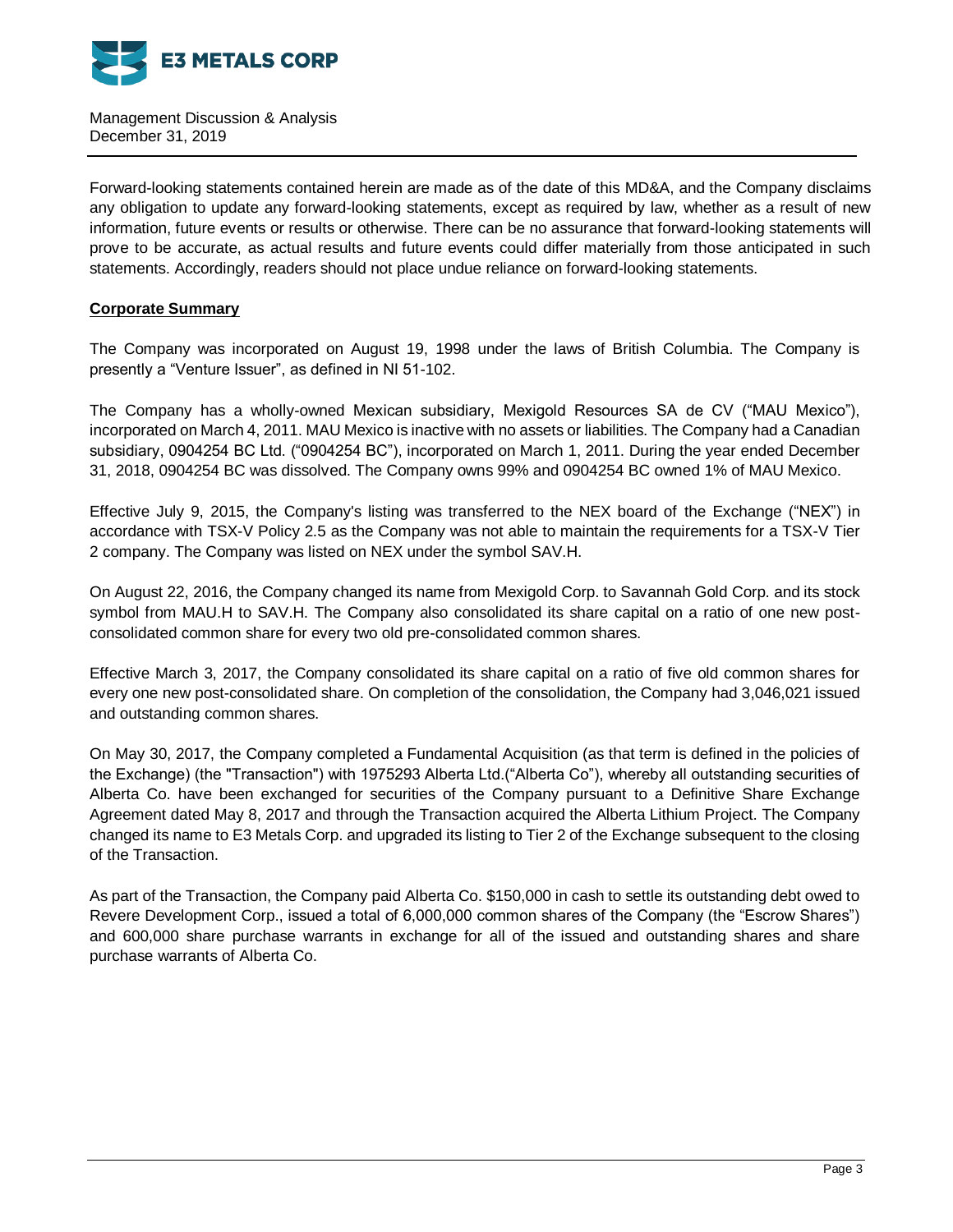Forward-looking statements contained herein are made as of the date of this MD&A, and the Company disclaims any obligation to update any forward-looking statements, except as required by law, whether as a result of new information, future events or results or otherwise. There can be no assurance that forward-looking statements will prove to be accurate, as actual results and future events could differ materially from those anticipated in such statements. Accordingly, readers should not place undue reliance on forward-looking statements.

## Corporate Summary

The Company was incorporated on August 19, 1998 under the laws of British Columbia. The Company is presently a "Venture Issuer", as defined in NI 51-102.

The Company has a wholly-owned Mexican subsidiary, Mexigold Resources SA de CV ("MAU Mexico"), incorporated on March 4, 2011. MAU Mexico is inactive with no assets or liabilities. The Company had a Canadian subsidiary, 0904254 BC Ltd. ("0904254 BC"), incorporated on March 1, 2011. During the year ended December 31, 2018, 0904254 BC was dissolved. The Company owns 99% and 0904254 BC owned 1% of MAU Mexico.

Effective July 9, 2015, the Company's listing was transferred to the NEX board of the Exchange ("NEX") in accordance with TSX-V Policy 2.5 as the Company was not able to maintain the requirements for a TSX-V Tier 2 company. The Company was listed on NEX under the symbol SAV.H.

On August 22, 2016, the Company changed its name from Mexigold Corp. to Savannah Gold Corp. and its stock symbol from MAU.H to SAV.H. The Company also consolidated its share capital on a ratio of one new post-consolidated common share for every two old pre-consolidated common shares.

Effective March 3, 2017, the Company consolidated its share capital on a ratio of five old common shares for every one new post-consolidated share. On completion of the consolidation, the Company had 3,046,021 issued and outstanding common shares.

On May 30, 2017, the Company completed a Fundamental Acquisition (as that term is defined in the policies of the Exchange) (the "Transaction") with 1975293 Alberta Ltd.("Alberta Co"), whereby all outstanding securities of Alberta Co. have been exchanged for securities of the Company pursuant to a Definitive Share Exchange Agreement dated May 8, 2017 and through the Transaction acquired the Alberta Lithium Project. The Company changed its name to E3 Metals Corp. and upgraded its listing to Tier 2 of the Exchange subsequent to the closing of the Transaction.

As part of the Transaction, the Company paid Alberta Co. $150,000 in cash to settle its outstanding debt owed to Revere Development Corp., issued a total of 6,000,000 common shares of the Company (the "Escrow Shares") and 600,000 share purchase warrants in exchange for all of the issued and outstanding shares and share purchase warrants of Alberta Co.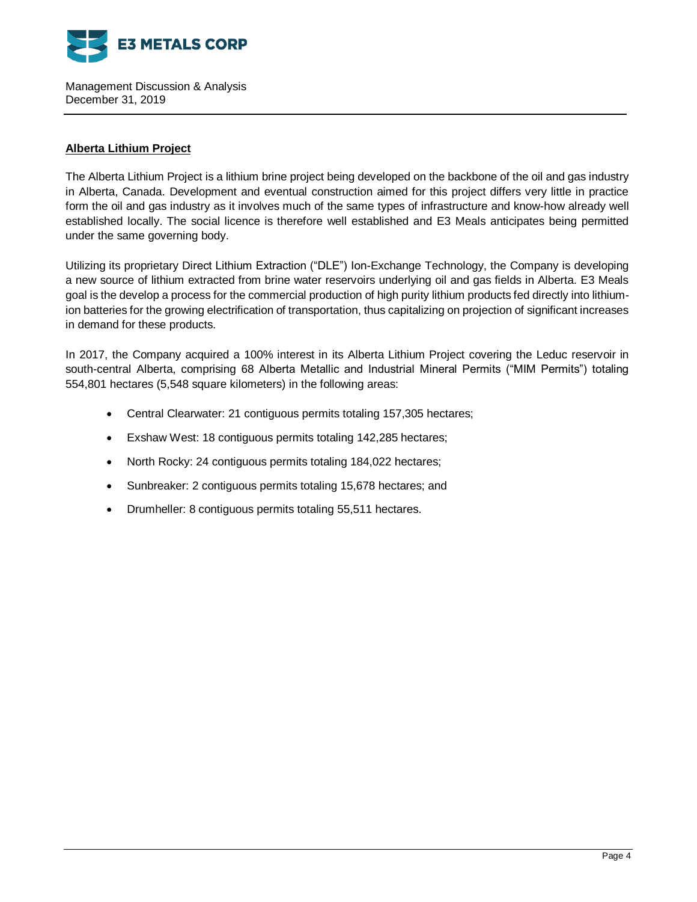## Alberta Lithium Project

The Alberta Lithium Project is a lithium brine project being developed on the backbone of the oil and gas industry in Alberta, Canada. Development and eventual construction aimed for this project differs very little in practice form the oil and gas industry as it involves much of the same types of infrastructure and know-how already well established locally. The social licence is therefore well established and E3 Meals anticipates being permitted under the same governing body.

Utilizing its proprietary Direct Lithium Extraction ("DLE") Ion-Exchange Technology, the Company is developing a new source of lithium extracted from brine water reservoirs underlying oil and gas fields in Alberta. E3 Meals goal is the develop a process for the commercial production of high purity lithium products fed directly into lithium-ion batteries for the growing electrification of transportation, thus capitalizing on projection of significant increases in demand for these products.

In 2017, the Company acquired a 100% interest in its Alberta Lithium Project covering the Leduc reservoir in south-central Alberta, comprising 68 Alberta Metallic and Industrial Mineral Permits ("MIM Permits") totaling 554,801 hectares (5,548 square kilometers) in the following areas:

- Central Clearwater: 21 contiguous permits totaling 157,305 hectares;
- Exshaw West: 18 contiguous permits totaling 142,285 hectares;
- North Rocky: 24 contiguous permits totaling 184,022 hectares;
- Sunbreaker: 2 contiguous permits totaling 15,678 hectares; and
- Drumheller: 8 contiguous permits totaling 55,511 hectares.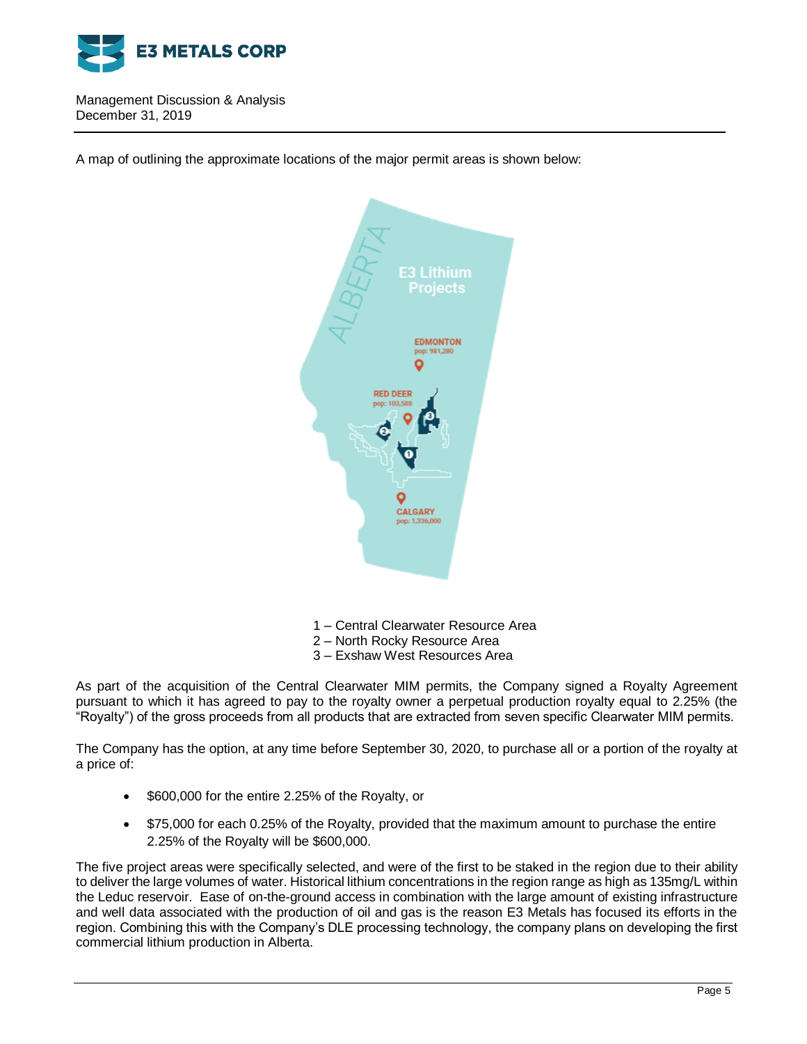A map of outlining the approximate locations of the major permit areas is shown below:

1 – Central Clearwater Resource Area
2 – North Rocky Resource Area
3 – Exshaw West Resources Area

As part of the acquisition of the Central Clearwater MIM permits, the Company signed a Royalty Agreement pursuant to which it has agreed to pay to the royalty owner a perpetual production royalty equal to 2.25% (the "Royalty") of the gross proceeds from all products that are extracted from seven specific Clearwater MIM permits.

The Company has the option, at any time before September 30, 2020, to purchase all or a portion of the royalty at a price of:

- $600,000 for the entire 2.25% of the Royalty, or
- $75,000 for each 0.25% of the Royalty, provided that the maximum amount to purchase the entire 2.25% of the Royalty will be $600,000.

The five project areas were specifically selected, and were of the first to be staked in the region due to their ability to deliver the large volumes of water. Historical lithium concentrations in the region range as high as 135mg/L within the Leduc reservoir. Ease of on-the-ground access in combination with the large amount of existing infrastructure and well data associated with the production of oil and gas is the reason E3 Metals has focused its efforts in the region. Combining this with the Company's DLE processing technology, the company plans on developing the first commercial lithium production in Alberta.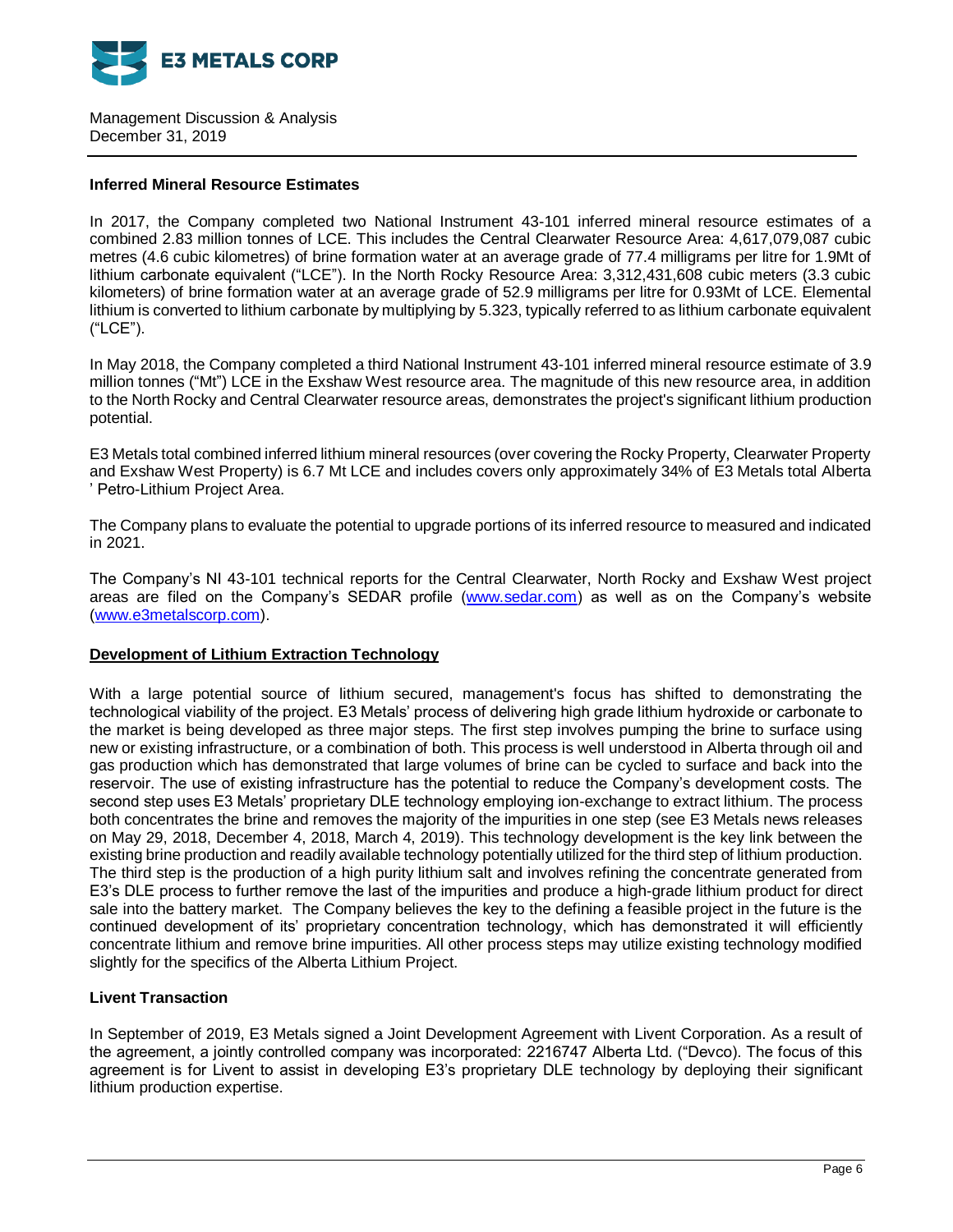### Inferred Mineral Resource Estimates

In 2017, the Company completed two National Instrument 43-101 inferred mineral resource estimates of a combined 2.83 million tonnes of LCE. This includes the Central Clearwater Resource Area: 4,617,079,087 cubic metres (4.6 cubic kilometres) of brine formation water at an average grade of 77.4 milligrams per litre for 1.9Mt of lithium carbonate equivalent ("LCE"). In the North Rocky Resource Area: 3,312,431,608 cubic meters (3.3 cubic kilometers) of brine formation water at an average grade of 52.9 milligrams per litre for 0.93Mt of LCE. Elemental lithium is converted to lithium carbonate by multiplying by 5.323, typically referred to as lithium carbonate equivalent ("LCE").

In May 2018, the Company completed a third National Instrument 43-101 inferred mineral resource estimate of 3.9 million tonnes ("Mt") LCE in the Exshaw West resource area. The magnitude of this new resource area, in addition to the North Rocky and Central Clearwater resource areas, demonstrates the project's significant lithium production potential.

E3 Metals total combined inferred lithium mineral resources (over covering the Rocky Property, Clearwater Property and Exshaw West Property) is 6.7 Mt LCE and includes covers only approximately 34% of E3 Metals total Alberta ' Petro-Lithium Project Area.

The Company plans to evaluate the potential to upgrade portions of its inferred resource to measured and indicated in 2021.

The Company's NI 43-101 technical reports for the Central Clearwater, North Rocky and Exshaw West project areas are filed on the Company's SEDAR profile (www.sedar.com) as well as on the Company's website (www.e3metalscorp.com).

### Development of Lithium Extraction Technology

With a large potential source of lithium secured, management's focus has shifted to demonstrating the technological viability of the project. E3 Metals' process of delivering high grade lithium hydroxide or carbonate to the market is being developed as three major steps. The first step involves pumping the brine to surface using new or existing infrastructure, or a combination of both. This process is well understood in Alberta through oil and gas production which has demonstrated that large volumes of brine can be cycled to surface and back into the reservoir. The use of existing infrastructure has the potential to reduce the Company's development costs. The second step uses E3 Metals' proprietary DLE technology employing ion-exchange to extract lithium. The process both concentrates the brine and removes the majority of the impurities in one step (see E3 Metals news releases on May 29, 2018, December 4, 2018, March 4, 2019). This technology development is the key link between the existing brine production and readily available technology potentially utilized for the third step of lithium production. The third step is the production of a high purity lithium salt and involves refining the concentrate generated from E3's DLE process to further remove the last of the impurities and produce a high-grade lithium product for direct sale into the battery market. The Company believes the key to the defining a feasible project in the future is the continued development of its' proprietary concentration technology, which has demonstrated it will efficiently concentrate lithium and remove brine impurities. All other process steps may utilize existing technology modified slightly for the specifics of the Alberta Lithium Project.

### Livent Transaction

In September of 2019, E3 Metals signed a Joint Development Agreement with Livent Corporation. As a result of the agreement, a jointly controlled company was incorporated: 2216747 Alberta Ltd. ("Devco). The focus of this agreement is for Livent to assist in developing E3's proprietary DLE technology by deploying their significant lithium production expertise.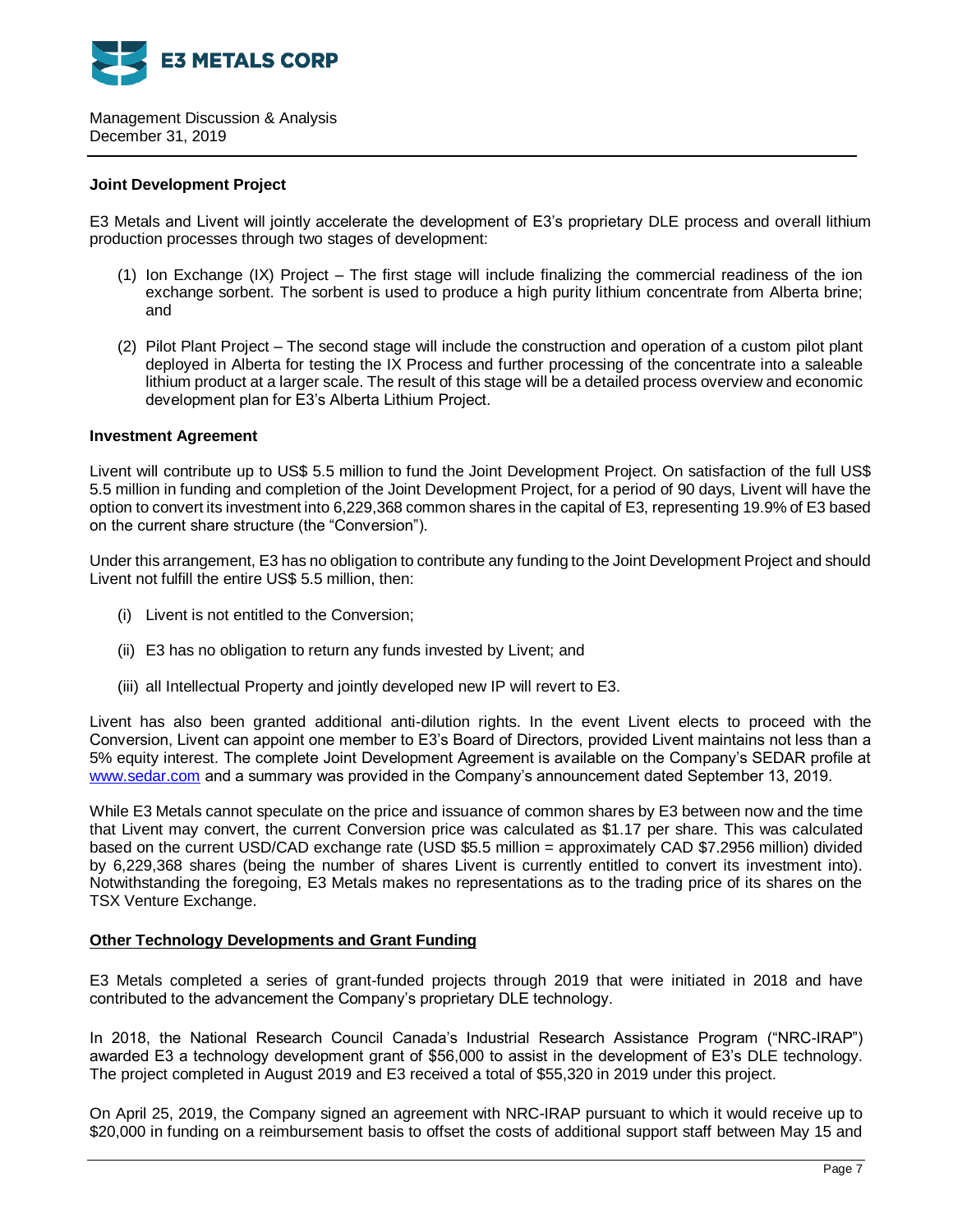### Joint Development Project

E3 Metals and Livent will jointly accelerate the development of E3's proprietary DLE process and overall lithium production processes through two stages of development:

(1) Ion Exchange (IX) Project – The first stage will include finalizing the commercial readiness of the ion exchange sorbent. The sorbent is used to produce a high purity lithium concentrate from Alberta brine; and

(2) Pilot Plant Project – The second stage will include the construction and operation of a custom pilot plant deployed in Alberta for testing the IX Process and further processing of the concentrate into a saleable lithium product at a larger scale. The result of this stage will be a detailed process overview and economic development plan for E3's Alberta Lithium Project.

### Investment Agreement

Livent will contribute up to US$ 5.5 million to fund the Joint Development Project. On satisfaction of the full US$ 5.5 million in funding and completion of the Joint Development Project, for a period of 90 days, Livent will have the option to convert its investment into 6,229,368 common shares in the capital of E3, representing 19.9% of E3 based on the current share structure (the "Conversion").

Under this arrangement, E3 has no obligation to contribute any funding to the Joint Development Project and should Livent not fulfill the entire US$ 5.5 million, then:

(i) Livent is not entitled to the Conversion;

(ii) E3 has no obligation to return any funds invested by Livent; and

(iii) all Intellectual Property and jointly developed new IP will revert to E3.

Livent has also been granted additional anti-dilution rights. In the event Livent elects to proceed with the Conversion, Livent can appoint one member to E3's Board of Directors, provided Livent maintains not less than a 5% equity interest. The complete Joint Development Agreement is available on the Company's SEDAR profile at [www.sedar.com](http://www.sedar.com) and a summary was provided in the Company's announcement dated September 13, 2019.

While E3 Metals cannot speculate on the price and issuance of common shares by E3 between now and the time that Livent may convert, the current Conversion price was calculated as $1.17 per share. This was calculated based on the current USD/CAD exchange rate (USD $5.5 million = approximately CAD $7.2956 million) divided by 6,229,368 shares (being the number of shares Livent is currently entitled to convert its investment into). Notwithstanding the foregoing, E3 Metals makes no representations as to the trading price of its shares on the TSX Venture Exchange.

### Other Technology Developments and Grant Funding

E3 Metals completed a series of grant-funded projects through 2019 that were initiated in 2018 and have contributed to the advancement the Company's proprietary DLE technology.

In 2018, the National Research Council Canada's Industrial Research Assistance Program ("NRC-IRAP") awarded E3 a technology development grant of $56,000 to assist in the development of E3's DLE technology. The project completed in August 2019 and E3 received a total of $55,320 in 2019 under this project.

On April 25, 2019, the Company signed an agreement with NRC-IRAP pursuant to which it would receive up to $20,000 in funding on a reimbursement basis to offset the costs of additional support staff between May 15 and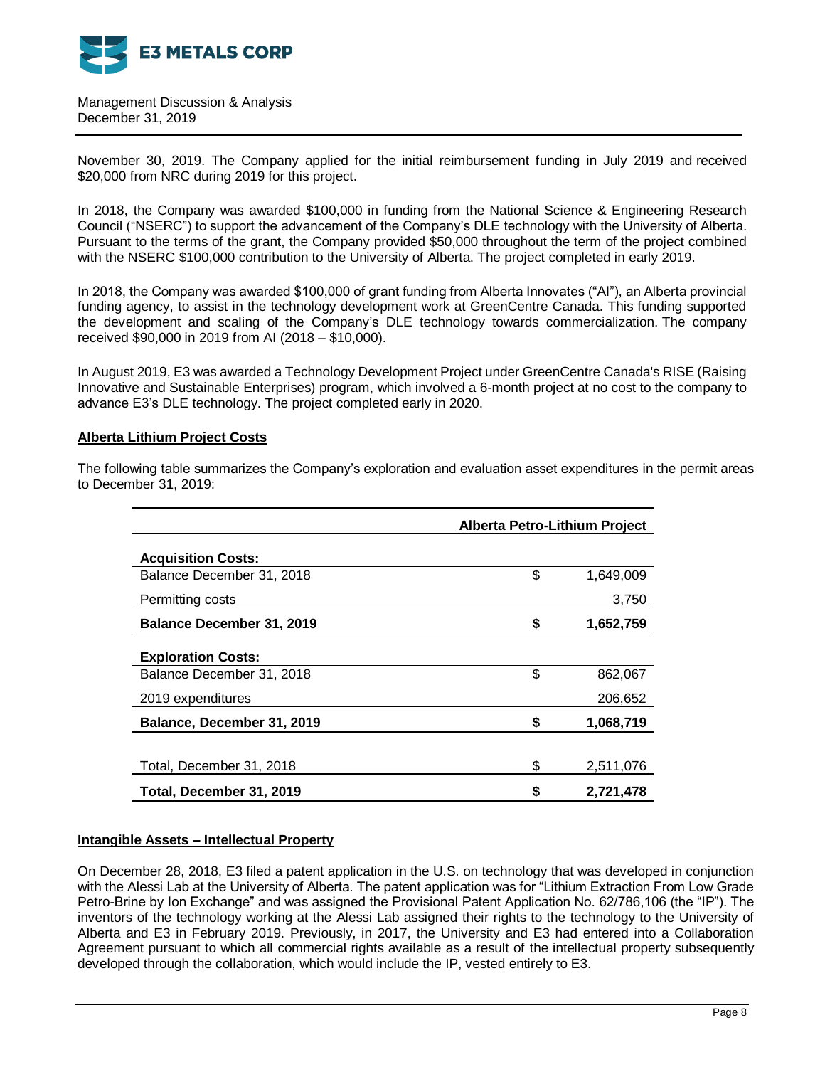November 30, 2019. The Company applied for the initial reimbursement funding in July 2019 and received $20,000 from NRC during 2019 for this project.

In 2018, the Company was awarded $100,000 in funding from the National Science & Engineering Research Council ("NSERC") to support the advancement of the Company's DLE technology with the University of Alberta. Pursuant to the terms of the grant, the Company provided $50,000 throughout the term of the project combined with the NSERC $100,000 contribution to the University of Alberta. The project completed in early 2019.

In 2018, the Company was awarded $100,000 of grant funding from Alberta Innovates ("AI"), an Alberta provincial funding agency, to assist in the technology development work at GreenCentre Canada. This funding supported the development and scaling of the Company's DLE technology towards commercialization. The company received $90,000 in 2019 from AI (2018 – $10,000).

In August 2019, E3 was awarded a Technology Development Project under GreenCentre Canada's RISE (Raising Innovative and Sustainable Enterprises) program, which involved a 6-month project at no cost to the company to advance E3's DLE technology. The project completed early in 2020.

**Alberta Lithium Project Costs**

The following table summarizes the Company's exploration and evaluation asset expenditures in the permit areas to December 31, 2019:

| | | Alberta Petro-Lithium Project |
|---|---|---|
| **Acquisition Costs:** | | |
| Balance December 31, 2018 | $ | 1,649,009 |
| Permitting costs | | 3,750 |
| **Balance December 31, 2019** | **$** | **1,652,759** |
| **Exploration Costs:** | | |
| Balance December 31, 2018 | $ | 862,067 |
| 2019 expenditures | | 206,652 |
| **Balance, December 31, 2019** | **$** | **1,068,719** |
| Total, December 31, 2018 | $ | 2,511,076 |
| **Total, December 31, 2019** | **$** | **2,721,478** |

**Intangible Assets – Intellectual Property**

On December 28, 2018, E3 filed a patent application in the U.S. on technology that was developed in conjunction with the Alessi Lab at the University of Alberta. The patent application was for "Lithium Extraction From Low Grade Petro-Brine by Ion Exchange" and was assigned the Provisional Patent Application No. 62/786,106 (the "IP"). The inventors of the technology working at the Alessi Lab assigned their rights to the technology to the University of Alberta and E3 in February 2019. Previously, in 2017, the University and E3 had entered into a Collaboration Agreement pursuant to which all commercial rights available as a result of the intellectual property subsequently developed through the collaboration, which would include the IP, vested entirely to E3.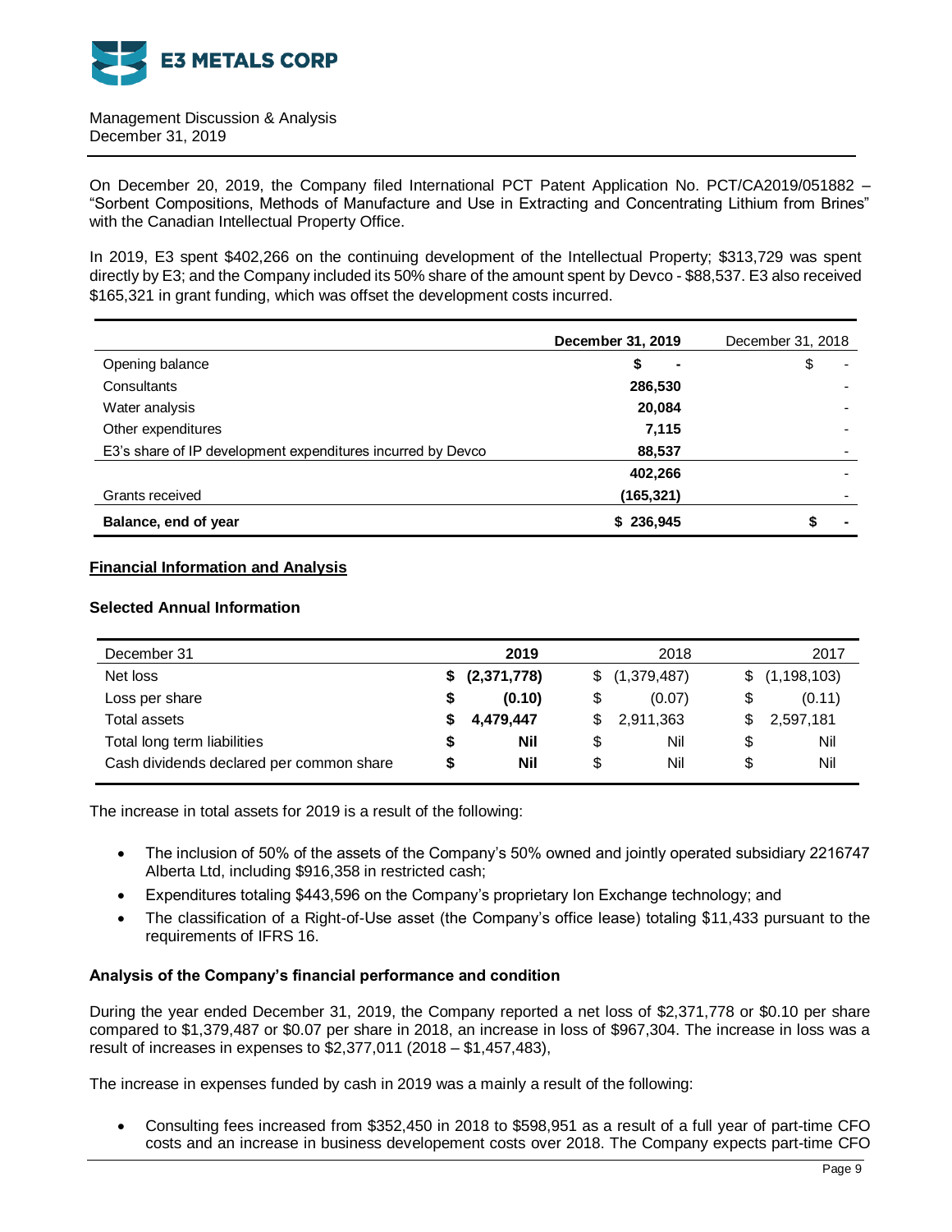On December 20, 2019, the Company filed International PCT Patent Application No. PCT/CA2019/051882 – "Sorbent Compositions, Methods of Manufacture and Use in Extracting and Concentrating Lithium from Brines" with the Canadian Intellectual Property Office.

In 2019, E3 spent $402,266 on the continuing development of the Intellectual Property; $313,729 was spent directly by E3; and the Company included its 50% share of the amount spent by Devco - $88,537. E3 also received $165,321 in grant funding, which was offset the development costs incurred.

| | **December 31, 2019** | December 31, 2018 |
|---|---|---|
| Opening balance | **$ -** | $ - |
| Consultants | **286,530** | - |
| Water analysis | **20,084** | - |
| Other expenditures | **7,115** | - |
| E3's share of IP development expenditures incurred by Devco | **88,537** | - |
| | **402,266** | - |
| Grants received | **(165,321)** | - |
| **Balance, end of year** | **$ 236,945** | **$ -** |

## Financial Information and Analysis

### Selected Annual Information

| December 31 | **2019** | 2018 | 2017 |
|---|---|---|---|
| Net loss | **$ (2,371,778)** | $ (1,379,487) | $ (1,198,103) |
| Loss per share | **$ (0.10)** | $ (0.07) | $ (0.11) |
| Total assets | **$ 4,479,447** | $ 2,911,363 | $ 2,597,181 |
| Total long term liabilities | **$ Nil** | $ Nil | $ Nil |
| Cash dividends declared per common share | **$ Nil** | $ Nil | $ Nil |

The increase in total assets for 2019 is a result of the following:

- The inclusion of 50% of the assets of the Company's 50% owned and jointly operated subsidiary 2216747 Alberta Ltd, including $916,358 in restricted cash;
- Expenditures totaling $443,596 on the Company's proprietary Ion Exchange technology; and
- The classification of a Right-of-Use asset (the Company's office lease) totaling $11,433 pursuant to the requirements of IFRS 16.

### Analysis of the Company's financial performance and condition

During the year ended December 31, 2019, the Company reported a net loss of $2,371,778 or $0.10 per share compared to $1,379,487 or $0.07 per share in 2018, an increase in loss of $967,304. The increase in loss was a result of increases in expenses to $2,377,011 (2018 – $1,457,483),

The increase in expenses funded by cash in 2019 was a mainly a result of the following:

- Consulting fees increased from $352,450 in 2018 to $598,951 as a result of a full year of part-time CFO costs and an increase in business developement costs over 2018. The Company expects part-time CFO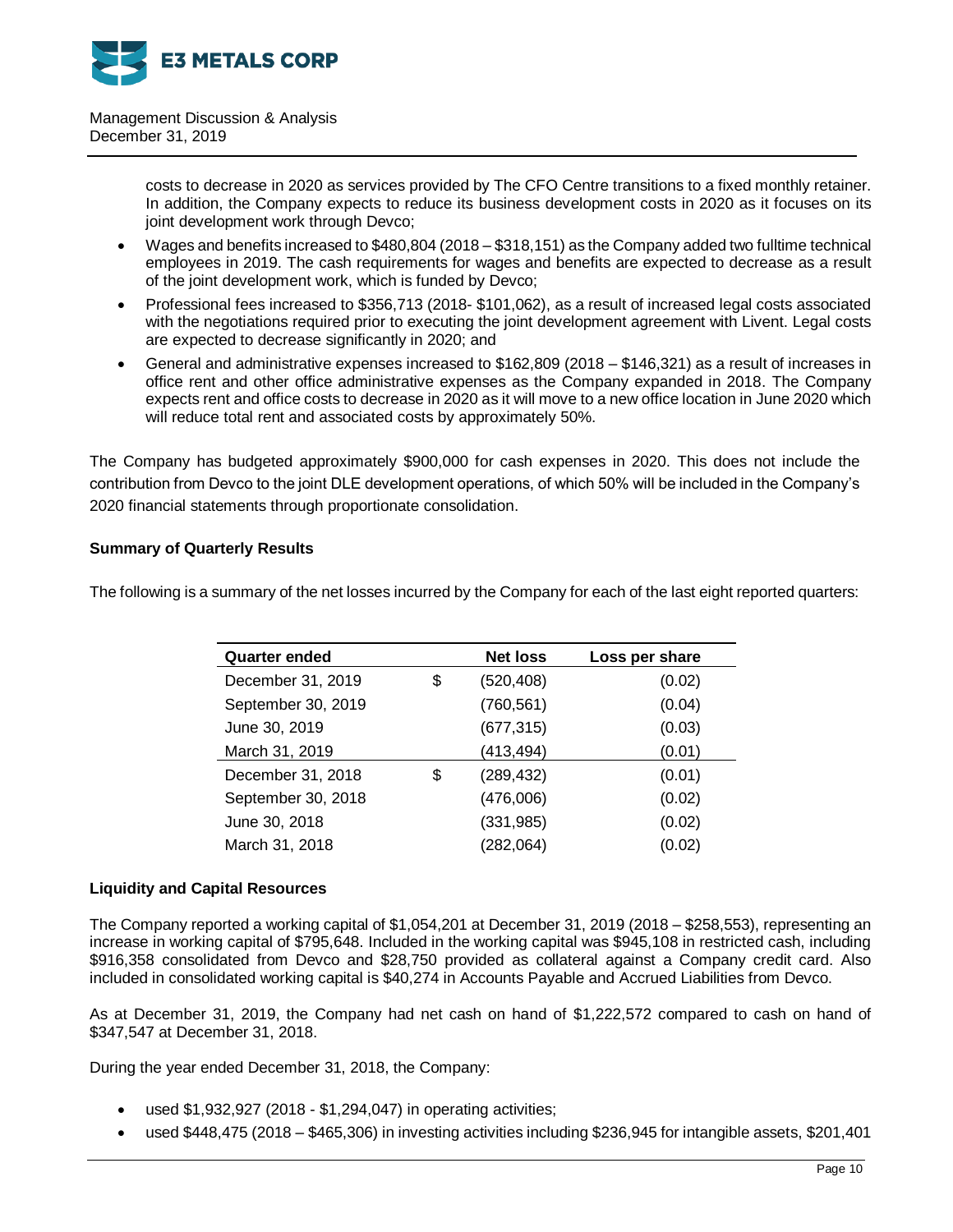costs to decrease in 2020 as services provided by The CFO Centre transitions to a fixed monthly retainer. In addition, the Company expects to reduce its business development costs in 2020 as it focuses on its joint development work through Devco;

- Wages and benefits increased to $480,804 (2018 – $318,151) as the Company added two fulltime technical employees in 2019. The cash requirements for wages and benefits are expected to decrease as a result of the joint development work, which is funded by Devco;
- Professional fees increased to $356,713 (2018- $101,062), as a result of increased legal costs associated with the negotiations required prior to executing the joint development agreement with Livent. Legal costs are expected to decrease significantly in 2020; and
- General and administrative expenses increased to $162,809 (2018 – $146,321) as a result of increases in office rent and other office administrative expenses as the Company expanded in 2018. The Company expects rent and office costs to decrease in 2020 as it will move to a new office location in June 2020 which will reduce total rent and associated costs by approximately 50%.

The Company has budgeted approximately $900,000 for cash expenses in 2020. This does not include the contribution from Devco to the joint DLE development operations, of which 50% will be included in the Company's 2020 financial statements through proportionate consolidation.

**Summary of Quarterly Results**

The following is a summary of the net losses incurred by the Company for each of the last eight reported quarters:

| Quarter ended | | Net loss | Loss per share |
|---|---|---|---|
| December 31, 2019 | $ | (520,408) | (0.02) |
| September 30, 2019 | | (760,561) | (0.04) |
| June 30, 2019 | | (677,315) | (0.03) |
| March 31, 2019 | | (413,494) | (0.01) |
| December 31, 2018 | $ | (289,432) | (0.01) |
| September 30, 2018 | | (476,006) | (0.02) |
| June 30, 2018 | | (331,985) | (0.02) |
| March 31, 2018 | | (282,064) | (0.02) |

**Liquidity and Capital Resources**

The Company reported a working capital of $1,054,201 at December 31, 2019 (2018 – $258,553), representing an increase in working capital of $795,648. Included in the working capital was $945,108 in restricted cash, including $916,358 consolidated from Devco and $28,750 provided as collateral against a Company credit card. Also included in consolidated working capital is $40,274 in Accounts Payable and Accrued Liabilities from Devco.

As at December 31, 2019, the Company had net cash on hand of $1,222,572 compared to cash on hand of $347,547 at December 31, 2018.

During the year ended December 31, 2018, the Company:

- used $1,932,927 (2018 - $1,294,047) in operating activities;
- used $448,475 (2018 – $465,306) in investing activities including $236,945 for intangible assets, $201,401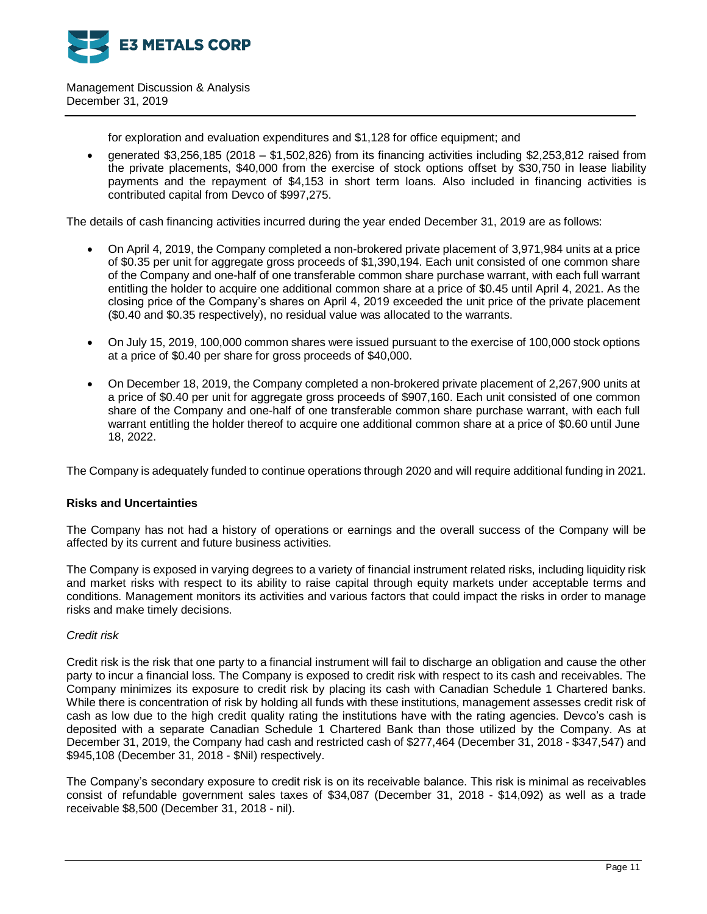for exploration and evaluation expenditures and $1,128 for office equipment; and

- generated $3,256,185 (2018 – $1,502,826) from its financing activities including $2,253,812 raised from the private placements, $40,000 from the exercise of stock options offset by $30,750 in lease liability payments and the repayment of $4,153 in short term loans. Also included in financing activities is contributed capital from Devco of $997,275.

The details of cash financing activities incurred during the year ended December 31, 2019 are as follows:

- On April 4, 2019, the Company completed a non-brokered private placement of 3,971,984 units at a price of $0.35 per unit for aggregate gross proceeds of $1,390,194. Each unit consisted of one common share of the Company and one-half of one transferable common share purchase warrant, with each full warrant entitling the holder to acquire one additional common share at a price of $0.45 until April 4, 2021. As the closing price of the Company's shares on April 4, 2019 exceeded the unit price of the private placement ($0.40 and $0.35 respectively), no residual value was allocated to the warrants.

- On July 15, 2019, 100,000 common shares were issued pursuant to the exercise of 100,000 stock options at a price of $0.40 per share for gross proceeds of $40,000.

- On December 18, 2019, the Company completed a non-brokered private placement of 2,267,900 units at a price of $0.40 per unit for aggregate gross proceeds of $907,160. Each unit consisted of one common share of the Company and one-half of one transferable common share purchase warrant, with each full warrant entitling the holder thereof to acquire one additional common share at a price of $0.60 until June 18, 2022.

The Company is adequately funded to continue operations through 2020 and will require additional funding in 2021.

**Risks and Uncertainties**

The Company has not had a history of operations or earnings and the overall success of the Company will be affected by its current and future business activities.

The Company is exposed in varying degrees to a variety of financial instrument related risks, including liquidity risk and market risks with respect to its ability to raise capital through equity markets under acceptable terms and conditions. Management monitors its activities and various factors that could impact the risks in order to manage risks and make timely decisions.

*Credit risk*

Credit risk is the risk that one party to a financial instrument will fail to discharge an obligation and cause the other party to incur a financial loss. The Company is exposed to credit risk with respect to its cash and receivables. The Company minimizes its exposure to credit risk by placing its cash with Canadian Schedule 1 Chartered banks. While there is concentration of risk by holding all funds with these institutions, management assesses credit risk of cash as low due to the high credit quality rating the institutions have with the rating agencies. Devco's cash is deposited with a separate Canadian Schedule 1 Chartered Bank than those utilized by the Company. As at December 31, 2019, the Company had cash and restricted cash of $277,464 (December 31, 2018 - $347,547) and $945,108 (December 31, 2018 - $Nil) respectively.

The Company's secondary exposure to credit risk is on its receivable balance. This risk is minimal as receivables consist of refundable government sales taxes of $34,087 (December 31, 2018 - $14,092) as well as a trade receivable $8,500 (December 31, 2018 - nil).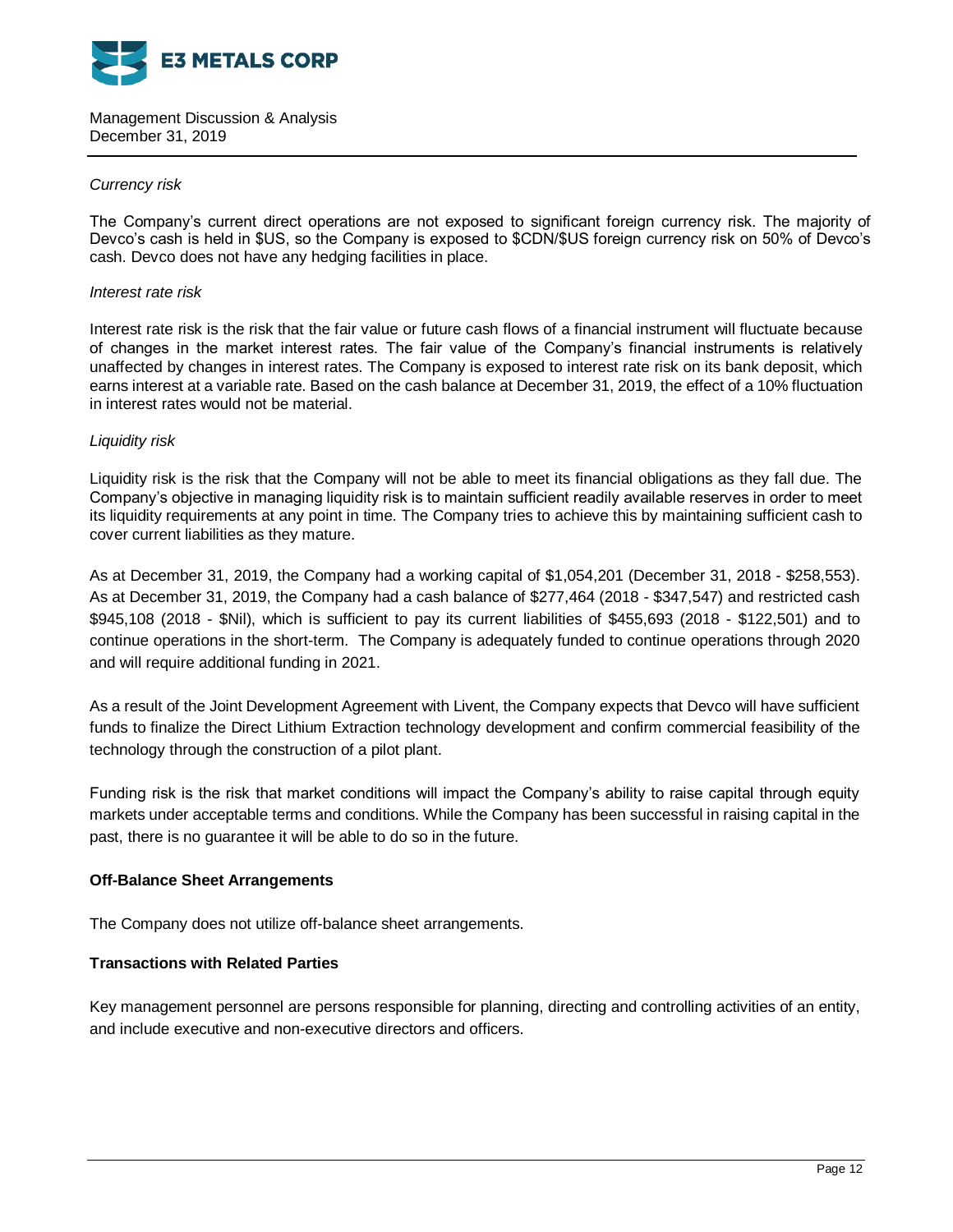*Currency risk*

The Company's current direct operations are not exposed to significant foreign currency risk. The majority of Devco's cash is held in $US, so the Company is exposed to $CDN/$US foreign currency risk on 50% of Devco's cash. Devco does not have any hedging facilities in place.

*Interest rate risk*

Interest rate risk is the risk that the fair value or future cash flows of a financial instrument will fluctuate because of changes in the market interest rates. The fair value of the Company's financial instruments is relatively unaffected by changes in interest rates. The Company is exposed to interest rate risk on its bank deposit, which earns interest at a variable rate. Based on the cash balance at December 31, 2019, the effect of a 10% fluctuation in interest rates would not be material.

*Liquidity risk*

Liquidity risk is the risk that the Company will not be able to meet its financial obligations as they fall due. The Company's objective in managing liquidity risk is to maintain sufficient readily available reserves in order to meet its liquidity requirements at any point in time. The Company tries to achieve this by maintaining sufficient cash to cover current liabilities as they mature.

As at December 31, 2019, the Company had a working capital of $1,054,201 (December 31, 2018 - $258,553). As at December 31, 2019, the Company had a cash balance of $277,464 (2018 - $347,547) and restricted cash $945,108 (2018 - $Nil), which is sufficient to pay its current liabilities of $455,693 (2018 - $122,501) and to continue operations in the short-term. The Company is adequately funded to continue operations through 2020 and will require additional funding in 2021.

As a result of the Joint Development Agreement with Livent, the Company expects that Devco will have sufficient funds to finalize the Direct Lithium Extraction technology development and confirm commercial feasibility of the technology through the construction of a pilot plant.

Funding risk is the risk that market conditions will impact the Company's ability to raise capital through equity markets under acceptable terms and conditions. While the Company has been successful in raising capital in the past, there is no guarantee it will be able to do so in the future.

**Off-Balance Sheet Arrangements**

The Company does not utilize off-balance sheet arrangements.

**Transactions with Related Parties**

Key management personnel are persons responsible for planning, directing and controlling activities of an entity, and include executive and non-executive directors and officers.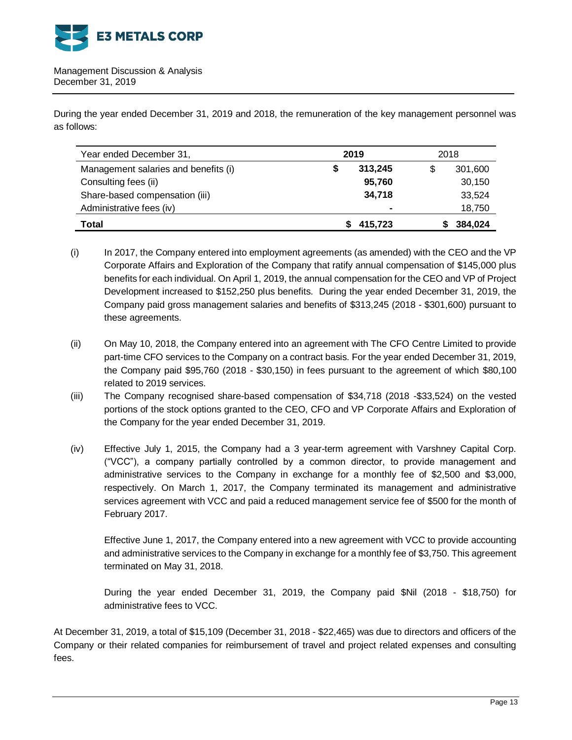During the year ended December 31, 2019 and 2018, the remuneration of the key management personnel was as follows:

| Year ended December 31, | **2019** | 2018 |
|---|---|---|
| Management salaries and benefits (i) | **$ 313,245** | $ 301,600 |
| Consulting fees (ii) | **95,760** | 30,150 |
| Share-based compensation (iii) | **34,718** | 33,524 |
| Administrative fees (iv) | **-** | 18,750 |
| **Total** | **$ 415,723** | **$ 384,024** |

(i) In 2017, the Company entered into employment agreements (as amended) with the CEO and the VP Corporate Affairs and Exploration of the Company that ratify annual compensation of $145,000 plus benefits for each individual. On April 1, 2019, the annual compensation for the CEO and VP of Project Development increased to $152,250 plus benefits. During the year ended December 31, 2019, the Company paid gross management salaries and benefits of $313,245 (2018 - $301,600) pursuant to these agreements.

(ii) On May 10, 2018, the Company entered into an agreement with The CFO Centre Limited to provide part-time CFO services to the Company on a contract basis. For the year ended December 31, 2019, the Company paid $95,760 (2018 - $30,150) in fees pursuant to the agreement of which $80,100 related to 2019 services.

(iii) The Company recognised share-based compensation of $34,718 (2018 -$33,524) on the vested portions of the stock options granted to the CEO, CFO and VP Corporate Affairs and Exploration of the Company for the year ended December 31, 2019.

(iv) Effective July 1, 2015, the Company had a 3 year-term agreement with Varshney Capital Corp. ("VCC"), a company partially controlled by a common director, to provide management and administrative services to the Company in exchange for a monthly fee of $2,500 and $3,000, respectively. On March 1, 2017, the Company terminated its management and administrative services agreement with VCC and paid a reduced management service fee of $500 for the month of February 2017.

Effective June 1, 2017, the Company entered into a new agreement with VCC to provide accounting and administrative services to the Company in exchange for a monthly fee of $3,750. This agreement terminated on May 31, 2018.

During the year ended December 31, 2019, the Company paid $Nil (2018 - $18,750) for administrative fees to VCC.

At December 31, 2019, a total of $15,109 (December 31, 2018 - $22,465) was due to directors and officers of the Company or their related companies for reimbursement of travel and project related expenses and consulting fees.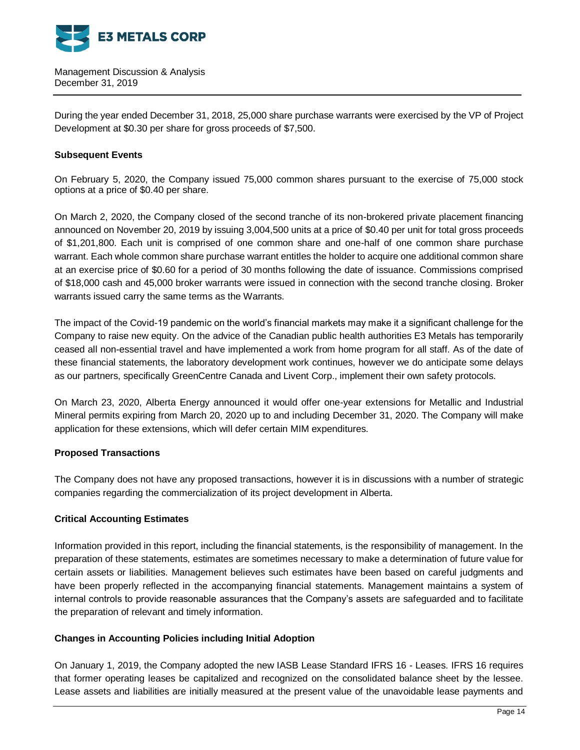During the year ended December 31, 2018, 25,000 share purchase warrants were exercised by the VP of Project Development at $0.30 per share for gross proceeds of $7,500.

**Subsequent Events**

On February 5, 2020, the Company issued 75,000 common shares pursuant to the exercise of 75,000 stock options at a price of $0.40 per share.

On March 2, 2020, the Company closed of the second tranche of its non-brokered private placement financing announced on November 20, 2019 by issuing 3,004,500 units at a price of $0.40 per unit for total gross proceeds of $1,201,800. Each unit is comprised of one common share and one-half of one common share purchase warrant. Each whole common share purchase warrant entitles the holder to acquire one additional common share at an exercise price of $0.60 for a period of 30 months following the date of issuance. Commissions comprised of $18,000 cash and 45,000 broker warrants were issued in connection with the second tranche closing. Broker warrants issued carry the same terms as the Warrants.

The impact of the Covid-19 pandemic on the world's financial markets may make it a significant challenge for the Company to raise new equity. On the advice of the Canadian public health authorities E3 Metals has temporarily ceased all non-essential travel and have implemented a work from home program for all staff. As of the date of these financial statements, the laboratory development work continues, however we do anticipate some delays as our partners, specifically GreenCentre Canada and Livent Corp., implement their own safety protocols.

On March 23, 2020, Alberta Energy announced it would offer one-year extensions for Metallic and Industrial Mineral permits expiring from March 20, 2020 up to and including December 31, 2020. The Company will make application for these extensions, which will defer certain MIM expenditures.

**Proposed Transactions**

The Company does not have any proposed transactions, however it is in discussions with a number of strategic companies regarding the commercialization of its project development in Alberta.

**Critical Accounting Estimates**

Information provided in this report, including the financial statements, is the responsibility of management. In the preparation of these statements, estimates are sometimes necessary to make a determination of future value for certain assets or liabilities. Management believes such estimates have been based on careful judgments and have been properly reflected in the accompanying financial statements. Management maintains a system of internal controls to provide reasonable assurances that the Company's assets are safeguarded and to facilitate the preparation of relevant and timely information.

**Changes in Accounting Policies including Initial Adoption**

On January 1, 2019, the Company adopted the new IASB Lease Standard IFRS 16 - Leases. IFRS 16 requires that former operating leases be capitalized and recognized on the consolidated balance sheet by the lessee. Lease assets and liabilities are initially measured at the present value of the unavoidable lease payments and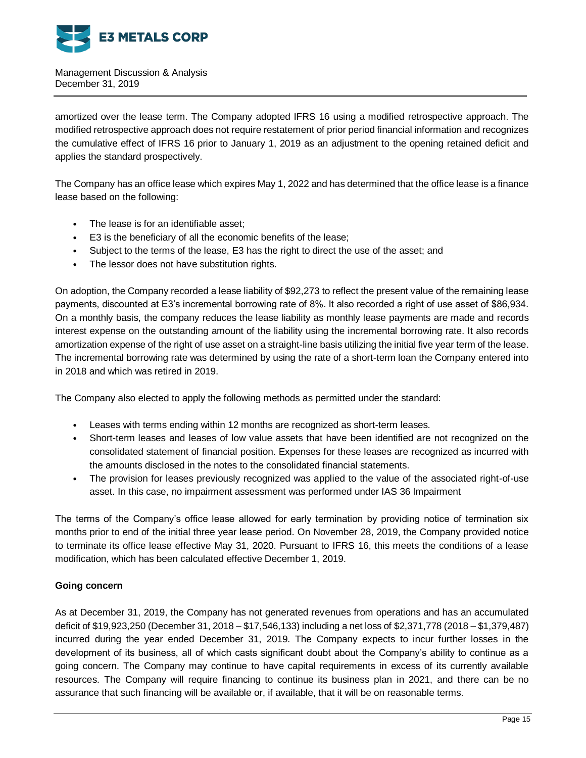amortized over the lease term. The Company adopted IFRS 16 using a modified retrospective approach. The modified retrospective approach does not require restatement of prior period financial information and recognizes the cumulative effect of IFRS 16 prior to January 1, 2019 as an adjustment to the opening retained deficit and applies the standard prospectively.

The Company has an office lease which expires May 1, 2022 and has determined that the office lease is a finance lease based on the following:

- The lease is for an identifiable asset;
- E3 is the beneficiary of all the economic benefits of the lease;
- Subject to the terms of the lease, E3 has the right to direct the use of the asset; and
- The lessor does not have substitution rights.

On adoption, the Company recorded a lease liability of $92,273 to reflect the present value of the remaining lease payments, discounted at E3's incremental borrowing rate of 8%. It also recorded a right of use asset of $86,934. On a monthly basis, the company reduces the lease liability as monthly lease payments are made and records interest expense on the outstanding amount of the liability using the incremental borrowing rate. It also records amortization expense of the right of use asset on a straight-line basis utilizing the initial five year term of the lease. The incremental borrowing rate was determined by using the rate of a short-term loan the Company entered into in 2018 and which was retired in 2019.

The Company also elected to apply the following methods as permitted under the standard:

- Leases with terms ending within 12 months are recognized as short-term leases.
- Short-term leases and leases of low value assets that have been identified are not recognized on the consolidated statement of financial position. Expenses for these leases are recognized as incurred with the amounts disclosed in the notes to the consolidated financial statements.
- The provision for leases previously recognized was applied to the value of the associated right-of-use asset. In this case, no impairment assessment was performed under IAS 36 Impairment

The terms of the Company's office lease allowed for early termination by providing notice of termination six months prior to end of the initial three year lease period. On November 28, 2019, the Company provided notice to terminate its office lease effective May 31, 2020. Pursuant to IFRS 16, this meets the conditions of a lease modification, which has been calculated effective December 1, 2019.

**Going concern**

As at December 31, 2019, the Company has not generated revenues from operations and has an accumulated deficit of $19,923,250 (December 31, 2018 – $17,546,133) including a net loss of $2,371,778 (2018 – $1,379,487) incurred during the year ended December 31, 2019. The Company expects to incur further losses in the development of its business, all of which casts significant doubt about the Company's ability to continue as a going concern. The Company may continue to have capital requirements in excess of its currently available resources. The Company will require financing to continue its business plan in 2021, and there can be no assurance that such financing will be available or, if available, that it will be on reasonable terms.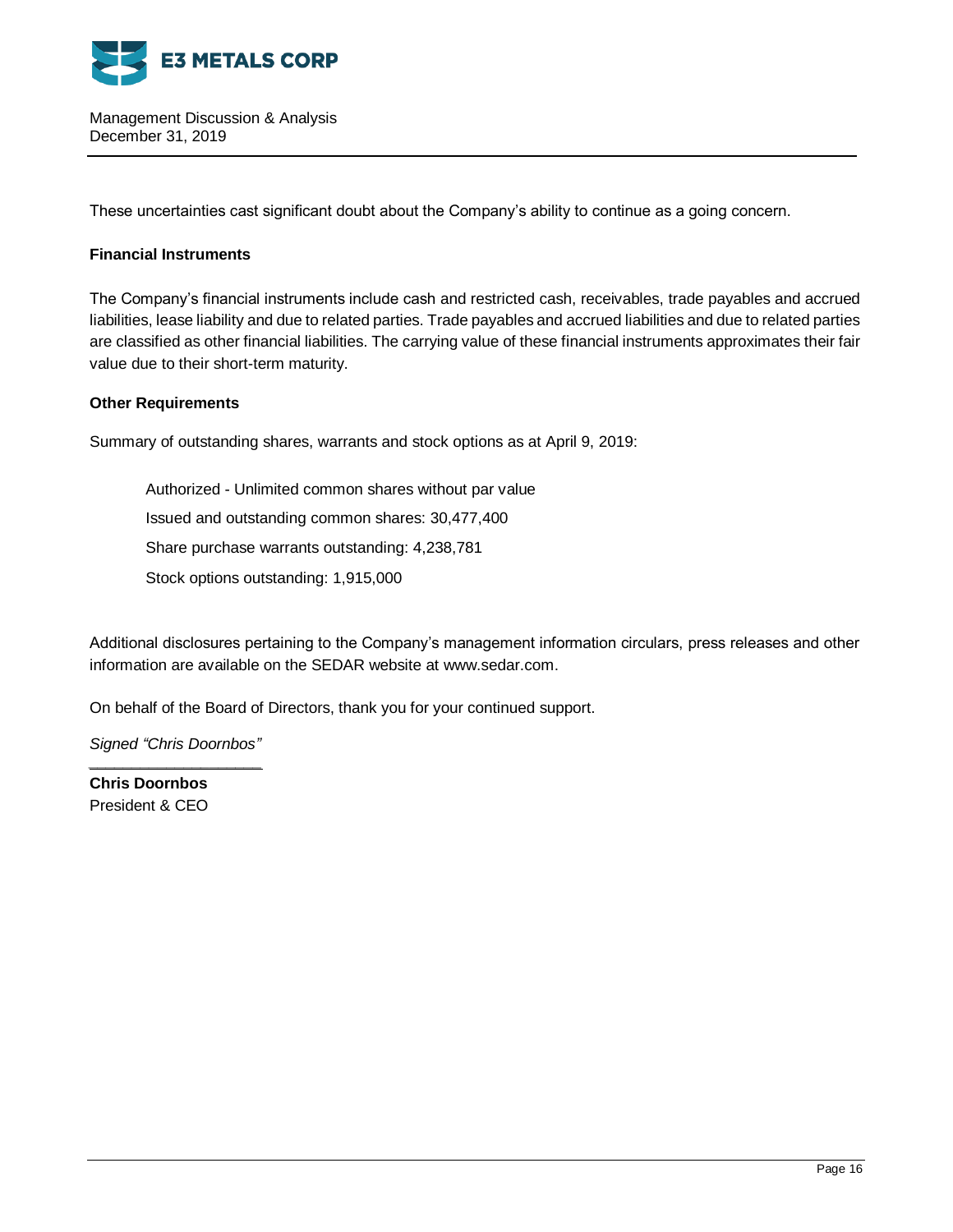These uncertainties cast significant doubt about the Company's ability to continue as a going concern.

**Financial Instruments**

The Company's financial instruments include cash and restricted cash, receivables, trade payables and accrued liabilities, lease liability and due to related parties. Trade payables and accrued liabilities and due to related parties are classified as other financial liabilities. The carrying value of these financial instruments approximates their fair value due to their short-term maturity.

**Other Requirements**

Summary of outstanding shares, warrants and stock options as at April 9, 2019:

Authorized - Unlimited common shares without par value

Issued and outstanding common shares: 30,477,400

Share purchase warrants outstanding: 4,238,781

Stock options outstanding: 1,915,000

Additional disclosures pertaining to the Company's management information circulars, press releases and other information are available on the SEDAR website at www.sedar.com.

On behalf of the Board of Directors, thank you for your continued support.

*Signed "Chris Doornbos"*

**Chris Doornbos**
President & CEO